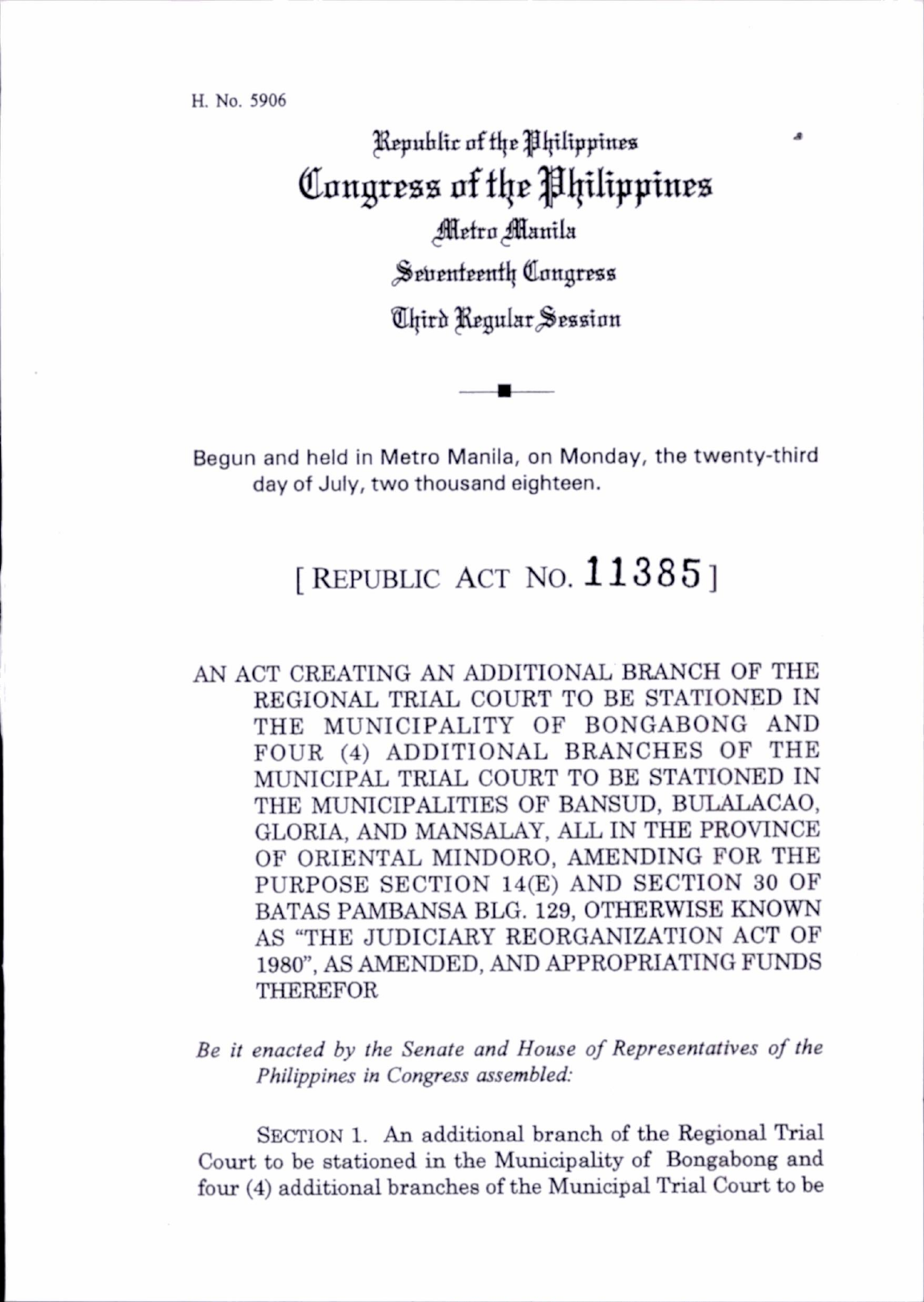H. No. 5906

Republic of the Philippines

# Congress of the Philippines

Metro Manila

Seventeenth Congress

Third Regular Session

Begun and held in Metro Manila, on Monday, the twenty-third day of July, two thousand eighteen.

## [ REPUBLIC ACT NO. 11385 ]

AN ACT CREATING AN ADDITIONAL BRANCH OF THE REGIONAL TRIAL COURT TO BE STATIONED IN THE MUNICIPALITY OF BONGABONG AND FOUR (4) ADDITIONAL BRANCHES OF THE MUNICIPAL TRIAL COURT TO BE STATIONED IN THE MUNICIPALITIES OF BANSUD, BULALACAO, GLORIA, AND MANSALAY, ALL IN THE PROVINCE OF ORIENTAL MINDORO, AMENDING FOR THE PURPOSE SECTION 14(E) AND SECTION 30 OF BATAS PAMBANSA BLG. 129, OTHERWISE KNOWN AS "THE JUDICIARY REORGANIZATION ACT OF 1980", AS AMENDED, AND APPROPRIATING FUNDS THEREFOR

*Be it enacted by the Senate and House of Representatives of the Philippines in Congress assembled:*

SECTION 1. An additional branch of the Regional Trial Court to be stationed in the Municipality of Bongabong and four (4) additional branches of the Municipal Trial Court to be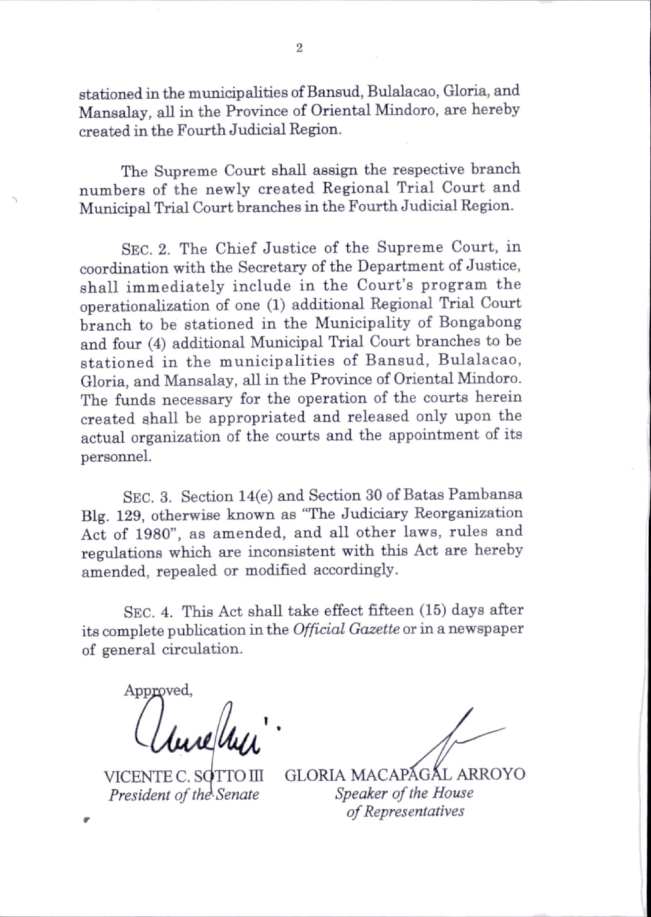stationed in the municipalities of Bansud, Bulalacao, Gloria, and Mansalay, all in the Province of Oriental Mindoro, are hereby created in the Fourth Judicial Region.

The Supreme Court shall assign the respective branch numbers of the newly created Regional Trial Court and Municipal Trial Court branches in the Fourth Judicial Region.

SEC. 2. The Chief Justice of the Supreme Court, in coordination with the Secretary of the Department of Justice, shall immediately include in the Court's program the operationalization of one (1) additional Regional Trial Court branch to be stationed in the Municipality of Bongabong and four (4) additional Municipal Trial Court branches to be stationed in the municipalities of Bansud, Bulalacao, Gloria, and Mansalay, all in the Province of Oriental Mindoro. The funds necessary for the operation of the courts herein created shall be appropriated and released only upon the actual organization of the courts and the appointment of its personnel.

SEC. 3. Section 14(e) and Section 30 of Batas Pambansa Blg. 129, otherwise known as "The Judiciary Reorganization Act of 1980", as amended, and all other laws, rules and regulations which are inconsistent with this Act are hereby amended, repealed or modified accordingly.

SEC. 4. This Act shall take effect fifteen (15) days after its complete publication in the *Official Gazette* or in a newspaper of general circulation.

Approved,

VICENTE C. SOTTO III
*President of the Senate*

GLORIA MACAPAGAL ARROYO
*Speaker of the House of Representatives*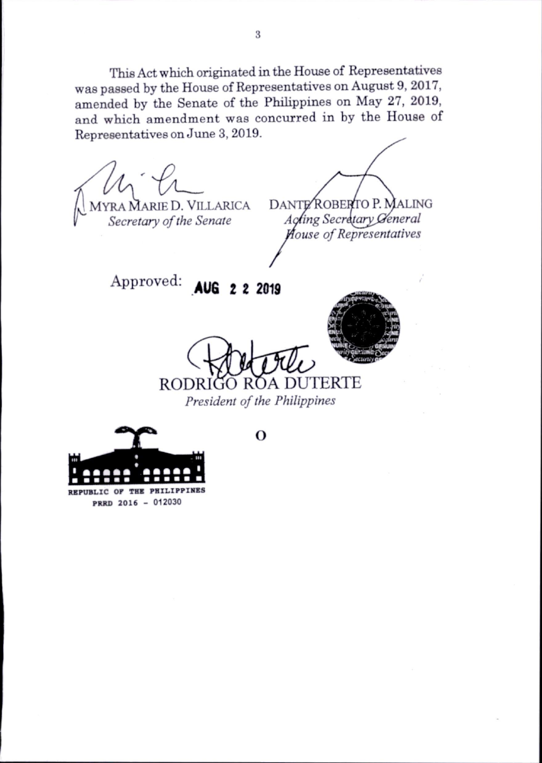This Act which originated in the House of Representatives was passed by the House of Representatives on August 9, 2017, amended by the Senate of the Philippines on May 27, 2019, and which amendment was concurred in by the House of Representatives on June 3, 2019.

MYRA MARIE D. VILLARICA
*Secretary of the Senate*

DANTE ROBERTO P. MALING
*Acting Secretary General*
*House of Representatives*

Approved: **AUG 22 2019**

RODRIGO ROA DUTERTE
*President of the Philippines*

O

REPUBLIC OF THE PHILIPPINES
PRRD 2016 - 012030